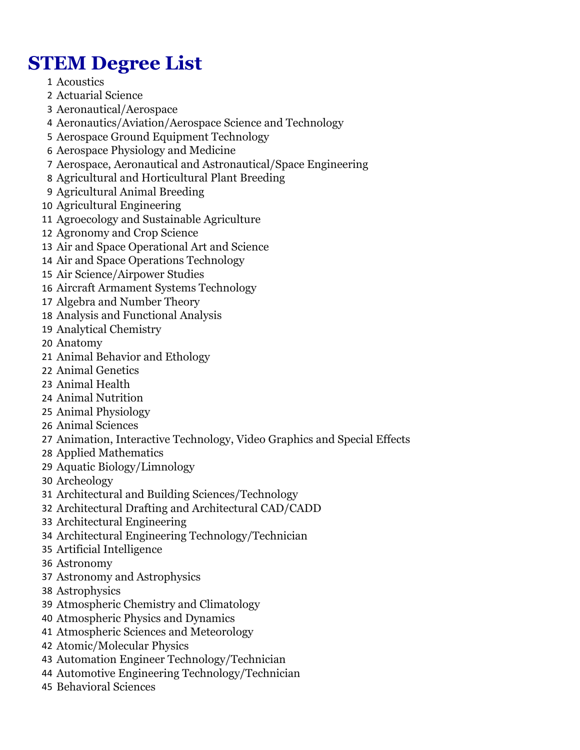# STEM Degree List

1. Acoustics
2. Actuarial Science
3. Aeronautical/Aerospace
4. Aeronautics/Aviation/Aerospace Science and Technology
5. Aerospace Ground Equipment Technology
6. Aerospace Physiology and Medicine
7. Aerospace, Aeronautical and Astronautical/Space Engineering
8. Agricultural and Horticultural Plant Breeding
9. Agricultural Animal Breeding
10. Agricultural Engineering
11. Agroecology and Sustainable Agriculture
12. Agronomy and Crop Science
13. Air and Space Operational Art and Science
14. Air and Space Operations Technology
15. Air Science/Airpower Studies
16. Aircraft Armament Systems Technology
17. Algebra and Number Theory
18. Analysis and Functional Analysis
19. Analytical Chemistry
20. Anatomy
21. Animal Behavior and Ethology
22. Animal Genetics
23. Animal Health
24. Animal Nutrition
25. Animal Physiology
26. Animal Sciences
27. Animation, Interactive Technology, Video Graphics and Special Effects
28. Applied Mathematics
29. Aquatic Biology/Limnology
30. Archeology
31. Architectural and Building Sciences/Technology
32. Architectural Drafting and Architectural CAD/CADD
33. Architectural Engineering
34. Architectural Engineering Technology/Technician
35. Artificial Intelligence
36. Astronomy
37. Astronomy and Astrophysics
38. Astrophysics
39. Atmospheric Chemistry and Climatology
40. Atmospheric Physics and Dynamics
41. Atmospheric Sciences and Meteorology
42. Atomic/Molecular Physics
43. Automation Engineer Technology/Technician
44. Automotive Engineering Technology/Technician
45. Behavioral Sciences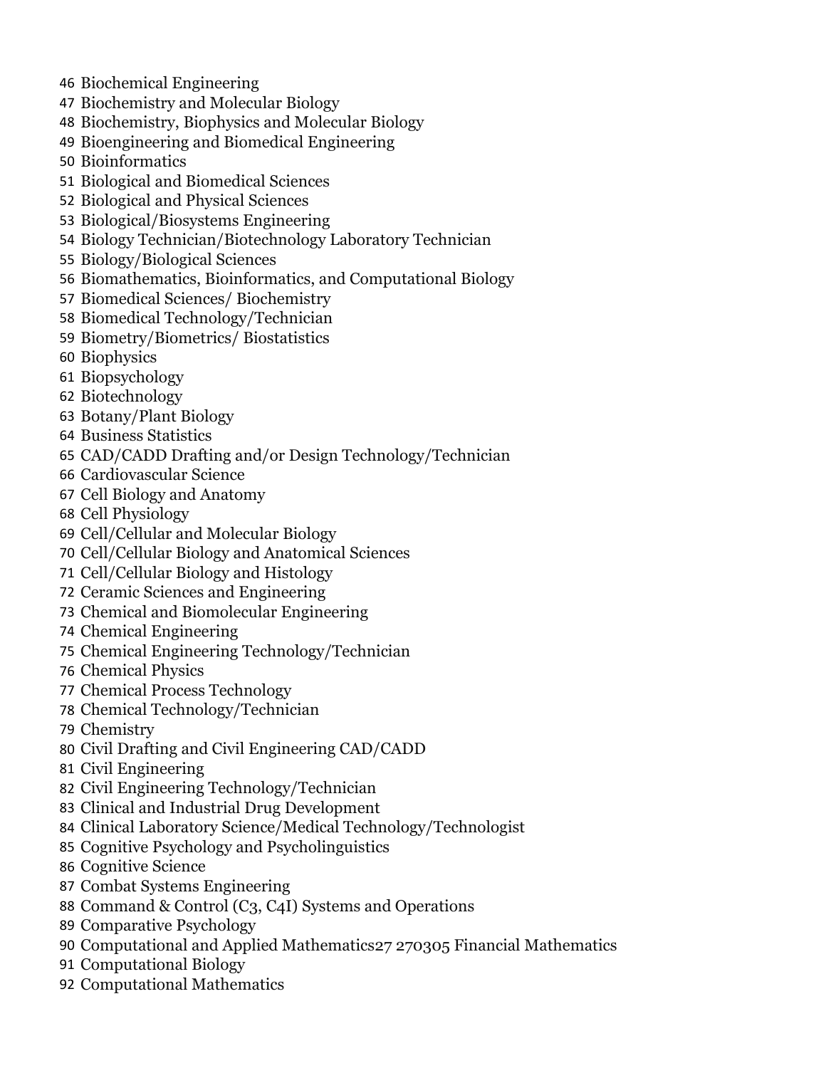46 Biochemical Engineering
47 Biochemistry and Molecular Biology
48 Biochemistry, Biophysics and Molecular Biology
49 Bioengineering and Biomedical Engineering
50 Bioinformatics
51 Biological and Biomedical Sciences
52 Biological and Physical Sciences
53 Biological/Biosystems Engineering
54 Biology Technician/Biotechnology Laboratory Technician
55 Biology/Biological Sciences
56 Biomathematics, Bioinformatics, and Computational Biology
57 Biomedical Sciences/ Biochemistry
58 Biomedical Technology/Technician
59 Biometry/Biometrics/ Biostatistics
60 Biophysics
61 Biopsychology
62 Biotechnology
63 Botany/Plant Biology
64 Business Statistics
65 CAD/CADD Drafting and/or Design Technology/Technician
66 Cardiovascular Science
67 Cell Biology and Anatomy
68 Cell Physiology
69 Cell/Cellular and Molecular Biology
70 Cell/Cellular Biology and Anatomical Sciences
71 Cell/Cellular Biology and Histology
72 Ceramic Sciences and Engineering
73 Chemical and Biomolecular Engineering
74 Chemical Engineering
75 Chemical Engineering Technology/Technician
76 Chemical Physics
77 Chemical Process Technology
78 Chemical Technology/Technician
79 Chemistry
80 Civil Drafting and Civil Engineering CAD/CADD
81 Civil Engineering
82 Civil Engineering Technology/Technician
83 Clinical and Industrial Drug Development
84 Clinical Laboratory Science/Medical Technology/Technologist
85 Cognitive Psychology and Psycholinguistics
86 Cognitive Science
87 Combat Systems Engineering
88 Command & Control (C3, C4I) Systems and Operations
89 Comparative Psychology
90 Computational and Applied Mathematics27 270305 Financial Mathematics
91 Computational Biology
92 Computational Mathematics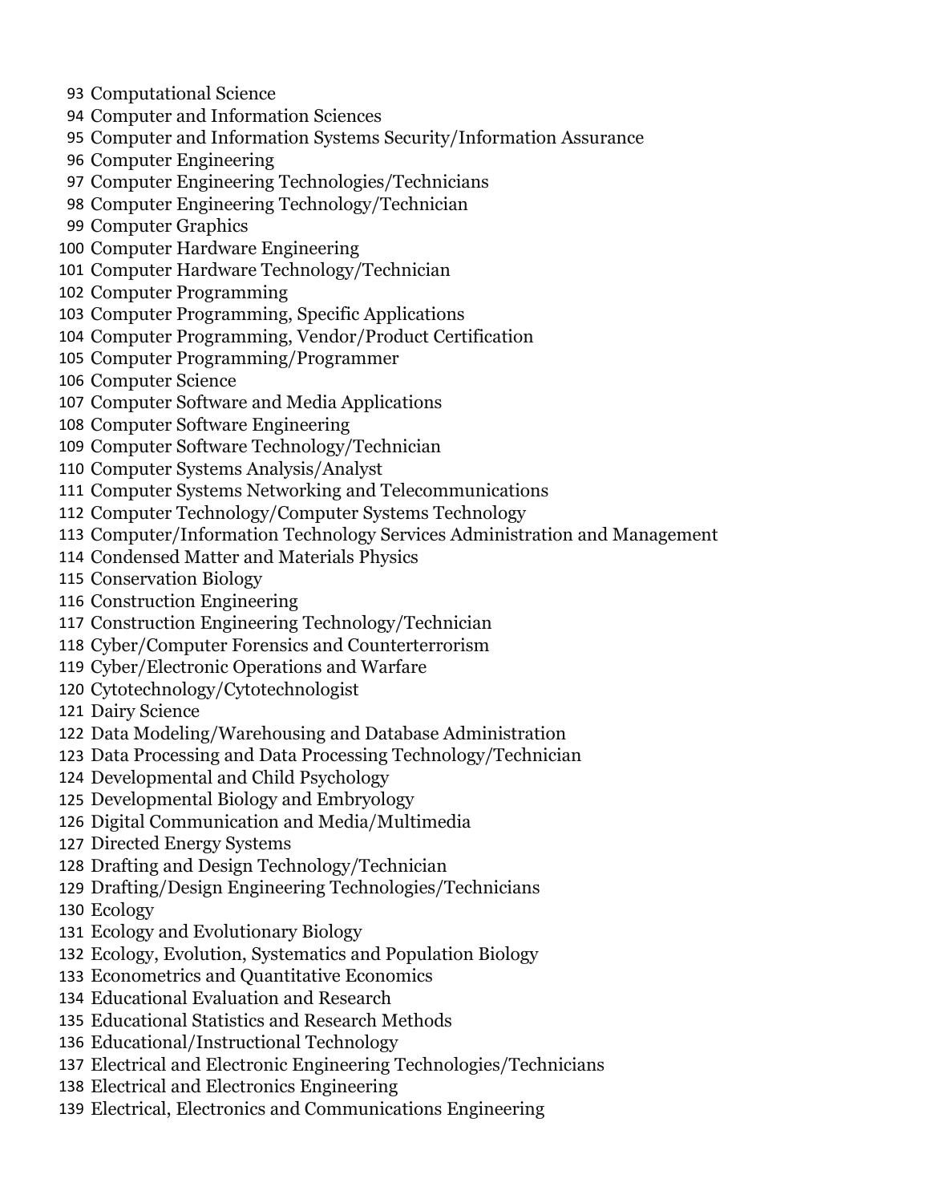93 Computational Science
94 Computer and Information Sciences
95 Computer and Information Systems Security/Information Assurance
96 Computer Engineering
97 Computer Engineering Technologies/Technicians
98 Computer Engineering Technology/Technician
99 Computer Graphics
100 Computer Hardware Engineering
101 Computer Hardware Technology/Technician
102 Computer Programming
103 Computer Programming, Specific Applications
104 Computer Programming, Vendor/Product Certification
105 Computer Programming/Programmer
106 Computer Science
107 Computer Software and Media Applications
108 Computer Software Engineering
109 Computer Software Technology/Technician
110 Computer Systems Analysis/Analyst
111 Computer Systems Networking and Telecommunications
112 Computer Technology/Computer Systems Technology
113 Computer/Information Technology Services Administration and Management
114 Condensed Matter and Materials Physics
115 Conservation Biology
116 Construction Engineering
117 Construction Engineering Technology/Technician
118 Cyber/Computer Forensics and Counterterrorism
119 Cyber/Electronic Operations and Warfare
120 Cytotechnology/Cytotechnologist
121 Dairy Science
122 Data Modeling/Warehousing and Database Administration
123 Data Processing and Data Processing Technology/Technician
124 Developmental and Child Psychology
125 Developmental Biology and Embryology
126 Digital Communication and Media/Multimedia
127 Directed Energy Systems
128 Drafting and Design Technology/Technician
129 Drafting/Design Engineering Technologies/Technicians
130 Ecology
131 Ecology and Evolutionary Biology
132 Ecology, Evolution, Systematics and Population Biology
133 Econometrics and Quantitative Economics
134 Educational Evaluation and Research
135 Educational Statistics and Research Methods
136 Educational/Instructional Technology
137 Electrical and Electronic Engineering Technologies/Technicians
138 Electrical and Electronics Engineering
139 Electrical, Electronics and Communications Engineering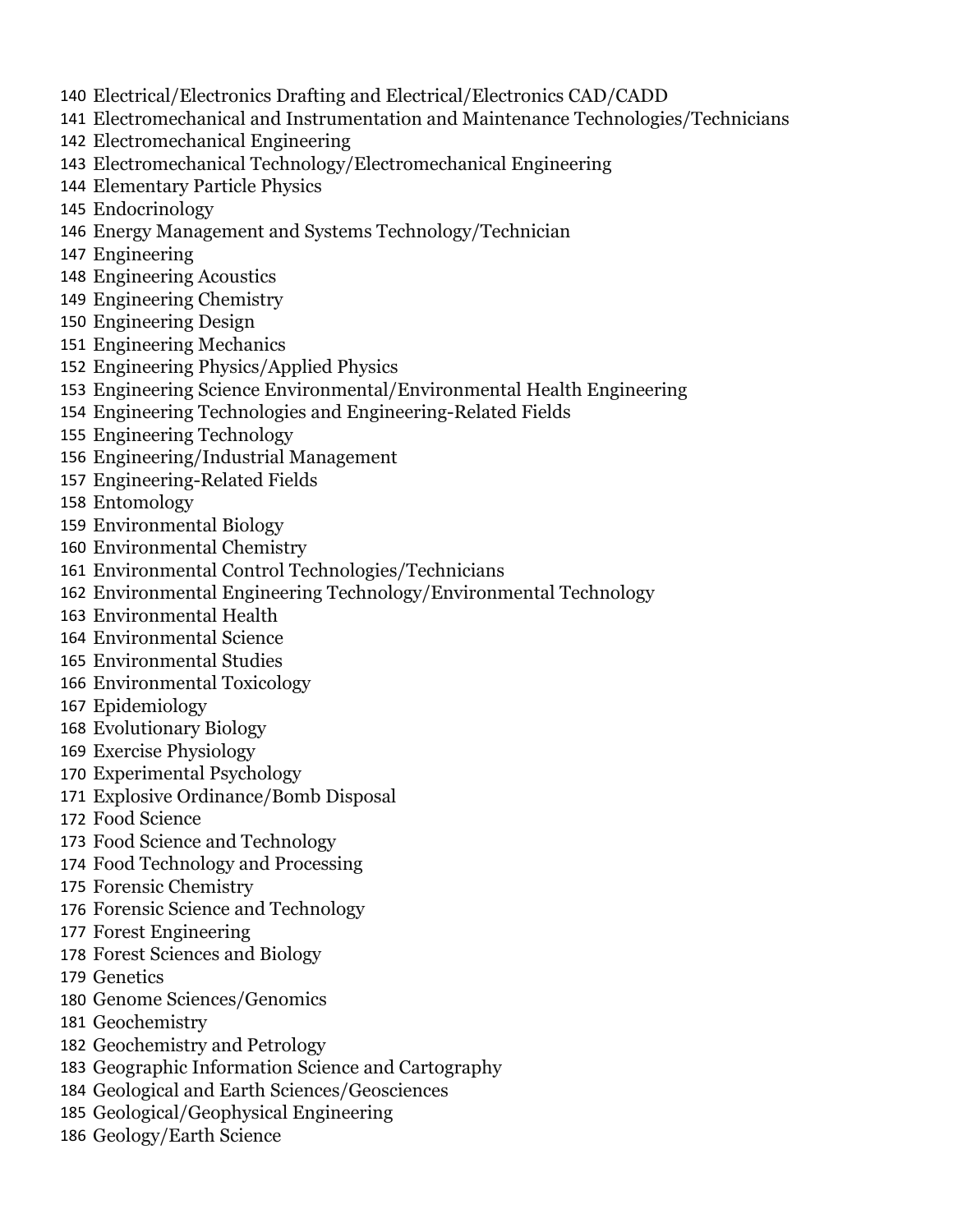140 Electrical/Electronics Drafting and Electrical/Electronics CAD/CADD
141 Electromechanical and Instrumentation and Maintenance Technologies/Technicians
142 Electromechanical Engineering
143 Electromechanical Technology/Electromechanical Engineering
144 Elementary Particle Physics
145 Endocrinology
146 Energy Management and Systems Technology/Technician
147 Engineering
148 Engineering Acoustics
149 Engineering Chemistry
150 Engineering Design
151 Engineering Mechanics
152 Engineering Physics/Applied Physics
153 Engineering Science Environmental/Environmental Health Engineering
154 Engineering Technologies and Engineering-Related Fields
155 Engineering Technology
156 Engineering/Industrial Management
157 Engineering-Related Fields
158 Entomology
159 Environmental Biology
160 Environmental Chemistry
161 Environmental Control Technologies/Technicians
162 Environmental Engineering Technology/Environmental Technology
163 Environmental Health
164 Environmental Science
165 Environmental Studies
166 Environmental Toxicology
167 Epidemiology
168 Evolutionary Biology
169 Exercise Physiology
170 Experimental Psychology
171 Explosive Ordinance/Bomb Disposal
172 Food Science
173 Food Science and Technology
174 Food Technology and Processing
175 Forensic Chemistry
176 Forensic Science and Technology
177 Forest Engineering
178 Forest Sciences and Biology
179 Genetics
180 Genome Sciences/Genomics
181 Geochemistry
182 Geochemistry and Petrology
183 Geographic Information Science and Cartography
184 Geological and Earth Sciences/Geosciences
185 Geological/Geophysical Engineering
186 Geology/Earth Science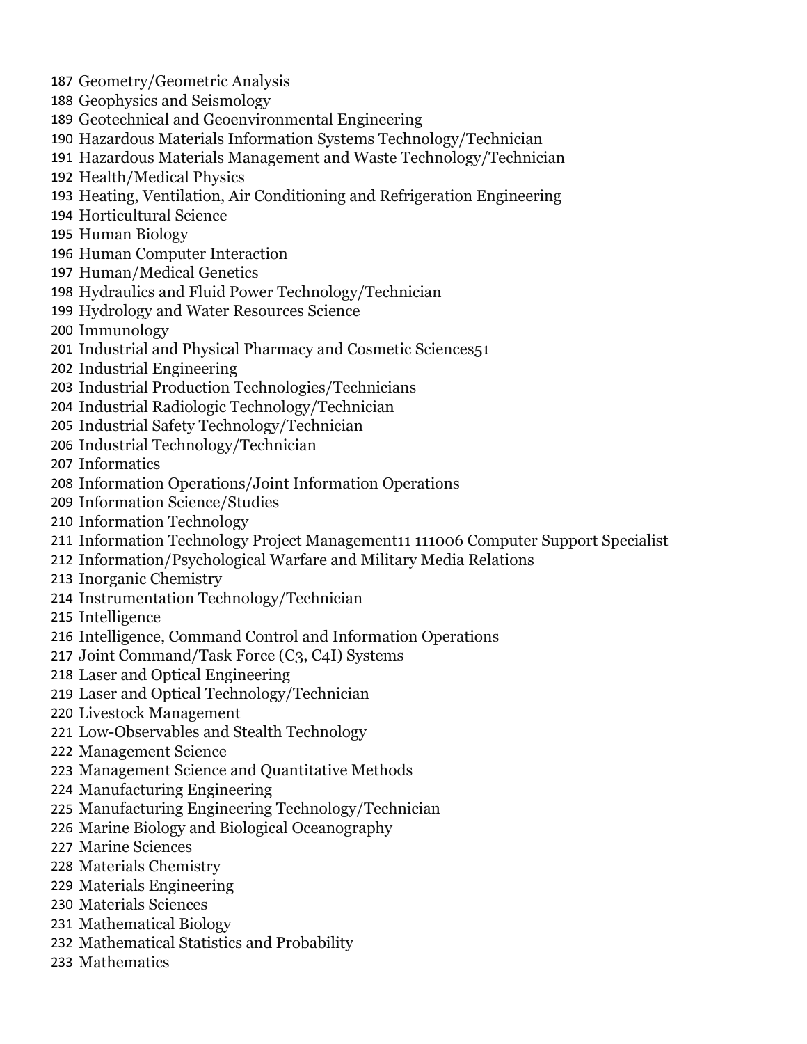187 Geometry/Geometric Analysis
188 Geophysics and Seismology
189 Geotechnical and Geoenvironmental Engineering
190 Hazardous Materials Information Systems Technology/Technician
191 Hazardous Materials Management and Waste Technology/Technician
192 Health/Medical Physics
193 Heating, Ventilation, Air Conditioning and Refrigeration Engineering
194 Horticultural Science
195 Human Biology
196 Human Computer Interaction
197 Human/Medical Genetics
198 Hydraulics and Fluid Power Technology/Technician
199 Hydrology and Water Resources Science
200 Immunology
201 Industrial and Physical Pharmacy and Cosmetic Sciences51
202 Industrial Engineering
203 Industrial Production Technologies/Technicians
204 Industrial Radiologic Technology/Technician
205 Industrial Safety Technology/Technician
206 Industrial Technology/Technician
207 Informatics
208 Information Operations/Joint Information Operations
209 Information Science/Studies
210 Information Technology
211 Information Technology Project Management11 111006 Computer Support Specialist
212 Information/Psychological Warfare and Military Media Relations
213 Inorganic Chemistry
214 Instrumentation Technology/Technician
215 Intelligence
216 Intelligence, Command Control and Information Operations
217 Joint Command/Task Force (C3, C4I) Systems
218 Laser and Optical Engineering
219 Laser and Optical Technology/Technician
220 Livestock Management
221 Low-Observables and Stealth Technology
222 Management Science
223 Management Science and Quantitative Methods
224 Manufacturing Engineering
225 Manufacturing Engineering Technology/Technician
226 Marine Biology and Biological Oceanography
227 Marine Sciences
228 Materials Chemistry
229 Materials Engineering
230 Materials Sciences
231 Mathematical Biology
232 Mathematical Statistics and Probability
233 Mathematics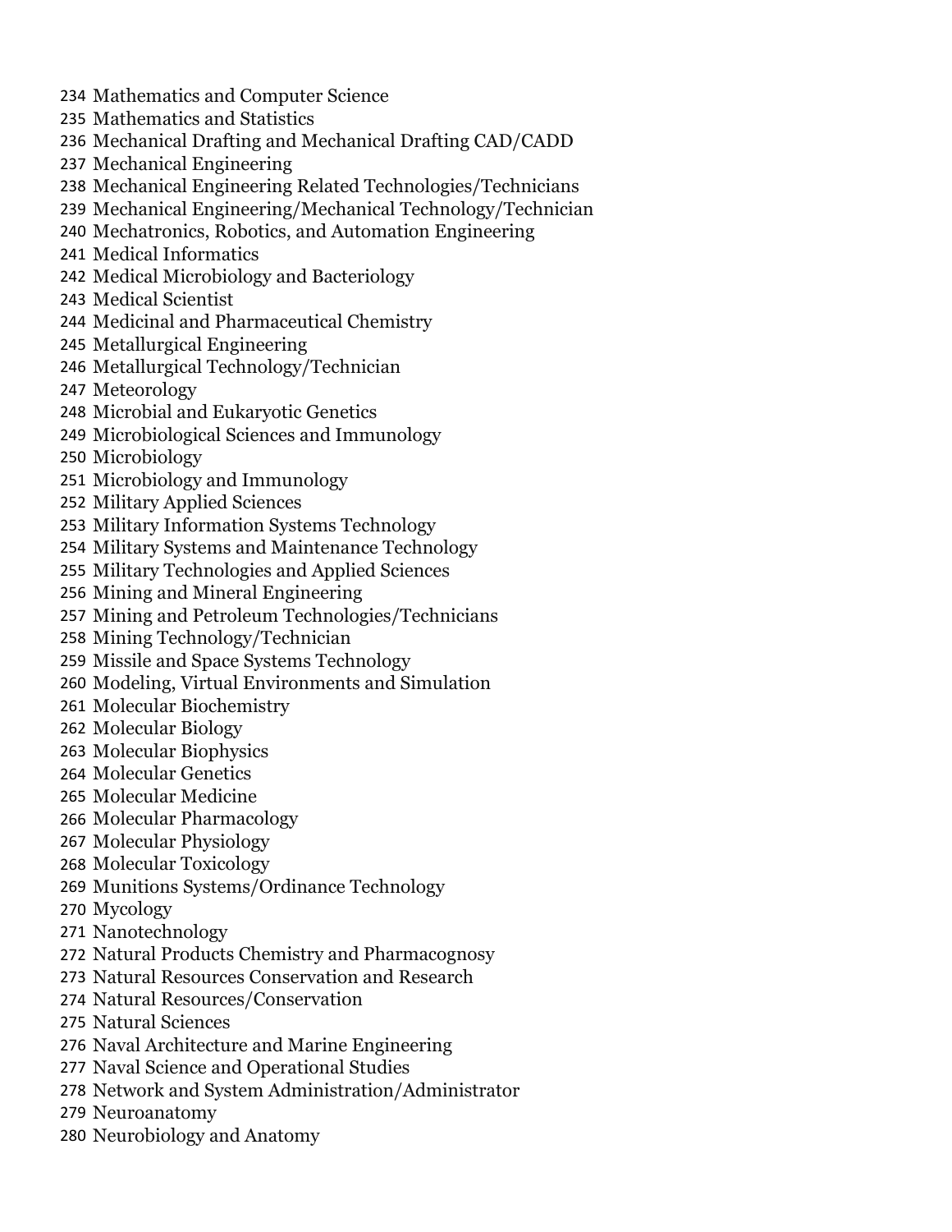234 Mathematics and Computer Science
235 Mathematics and Statistics
236 Mechanical Drafting and Mechanical Drafting CAD/CADD
237 Mechanical Engineering
238 Mechanical Engineering Related Technologies/Technicians
239 Mechanical Engineering/Mechanical Technology/Technician
240 Mechatronics, Robotics, and Automation Engineering
241 Medical Informatics
242 Medical Microbiology and Bacteriology
243 Medical Scientist
244 Medicinal and Pharmaceutical Chemistry
245 Metallurgical Engineering
246 Metallurgical Technology/Technician
247 Meteorology
248 Microbial and Eukaryotic Genetics
249 Microbiological Sciences and Immunology
250 Microbiology
251 Microbiology and Immunology
252 Military Applied Sciences
253 Military Information Systems Technology
254 Military Systems and Maintenance Technology
255 Military Technologies and Applied Sciences
256 Mining and Mineral Engineering
257 Mining and Petroleum Technologies/Technicians
258 Mining Technology/Technician
259 Missile and Space Systems Technology
260 Modeling, Virtual Environments and Simulation
261 Molecular Biochemistry
262 Molecular Biology
263 Molecular Biophysics
264 Molecular Genetics
265 Molecular Medicine
266 Molecular Pharmacology
267 Molecular Physiology
268 Molecular Toxicology
269 Munitions Systems/Ordinance Technology
270 Mycology
271 Nanotechnology
272 Natural Products Chemistry and Pharmacognosy
273 Natural Resources Conservation and Research
274 Natural Resources/Conservation
275 Natural Sciences
276 Naval Architecture and Marine Engineering
277 Naval Science and Operational Studies
278 Network and System Administration/Administrator
279 Neuroanatomy
280 Neurobiology and Anatomy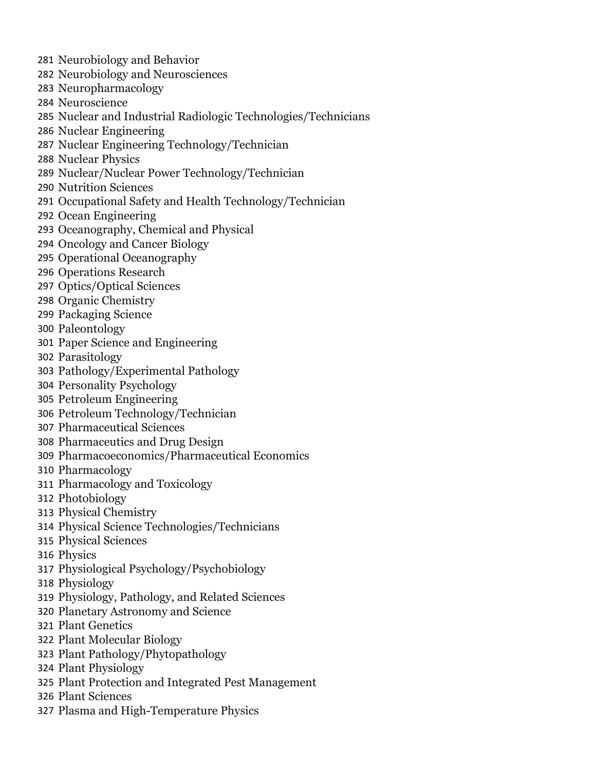281 Neurobiology and Behavior
282 Neurobiology and Neurosciences
283 Neuropharmacology
284 Neuroscience
285 Nuclear and Industrial Radiologic Technologies/Technicians
286 Nuclear Engineering
287 Nuclear Engineering Technology/Technician
288 Nuclear Physics
289 Nuclear/Nuclear Power Technology/Technician
290 Nutrition Sciences
291 Occupational Safety and Health Technology/Technician
292 Ocean Engineering
293 Oceanography, Chemical and Physical
294 Oncology and Cancer Biology
295 Operational Oceanography
296 Operations Research
297 Optics/Optical Sciences
298 Organic Chemistry
299 Packaging Science
300 Paleontology
301 Paper Science and Engineering
302 Parasitology
303 Pathology/Experimental Pathology
304 Personality Psychology
305 Petroleum Engineering
306 Petroleum Technology/Technician
307 Pharmaceutical Sciences
308 Pharmaceutics and Drug Design
309 Pharmacoeconomics/Pharmaceutical Economics
310 Pharmacology
311 Pharmacology and Toxicology
312 Photobiology
313 Physical Chemistry
314 Physical Science Technologies/Technicians
315 Physical Sciences
316 Physics
317 Physiological Psychology/Psychobiology
318 Physiology
319 Physiology, Pathology, and Related Sciences
320 Planetary Astronomy and Science
321 Plant Genetics
322 Plant Molecular Biology
323 Plant Pathology/Phytopathology
324 Plant Physiology
325 Plant Protection and Integrated Pest Management
326 Plant Sciences
327 Plasma and High-Temperature Physics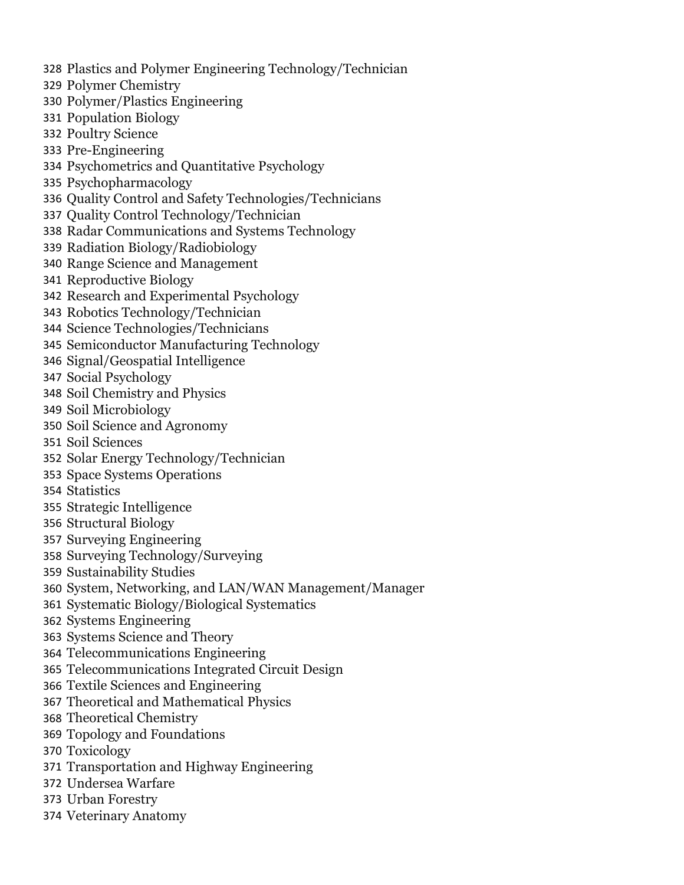328 Plastics and Polymer Engineering Technology/Technician
329 Polymer Chemistry
330 Polymer/Plastics Engineering
331 Population Biology
332 Poultry Science
333 Pre-Engineering
334 Psychometrics and Quantitative Psychology
335 Psychopharmacology
336 Quality Control and Safety Technologies/Technicians
337 Quality Control Technology/Technician
338 Radar Communications and Systems Technology
339 Radiation Biology/Radiobiology
340 Range Science and Management
341 Reproductive Biology
342 Research and Experimental Psychology
343 Robotics Technology/Technician
344 Science Technologies/Technicians
345 Semiconductor Manufacturing Technology
346 Signal/Geospatial Intelligence
347 Social Psychology
348 Soil Chemistry and Physics
349 Soil Microbiology
350 Soil Science and Agronomy
351 Soil Sciences
352 Solar Energy Technology/Technician
353 Space Systems Operations
354 Statistics
355 Strategic Intelligence
356 Structural Biology
357 Surveying Engineering
358 Surveying Technology/Surveying
359 Sustainability Studies
360 System, Networking, and LAN/WAN Management/Manager
361 Systematic Biology/Biological Systematics
362 Systems Engineering
363 Systems Science and Theory
364 Telecommunications Engineering
365 Telecommunications Integrated Circuit Design
366 Textile Sciences and Engineering
367 Theoretical and Mathematical Physics
368 Theoretical Chemistry
369 Topology and Foundations
370 Toxicology
371 Transportation and Highway Engineering
372 Undersea Warfare
373 Urban Forestry
374 Veterinary Anatomy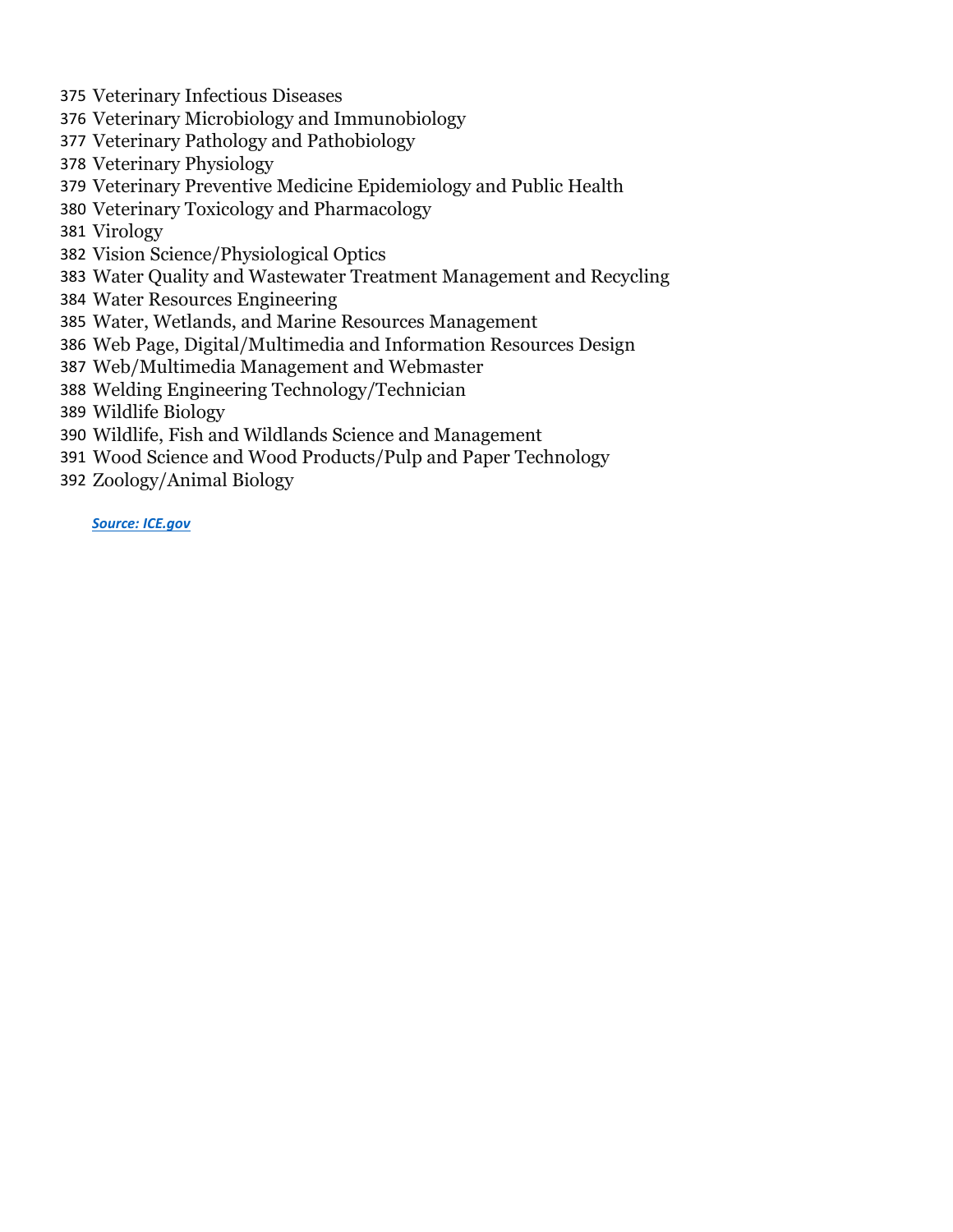375 Veterinary Infectious Diseases
376 Veterinary Microbiology and Immunobiology
377 Veterinary Pathology and Pathobiology
378 Veterinary Physiology
379 Veterinary Preventive Medicine Epidemiology and Public Health
380 Veterinary Toxicology and Pharmacology
381 Virology
382 Vision Science/Physiological Optics
383 Water Quality and Wastewater Treatment Management and Recycling
384 Water Resources Engineering
385 Water, Wetlands, and Marine Resources Management
386 Web Page, Digital/Multimedia and Information Resources Design
387 Web/Multimedia Management and Webmaster
388 Welding Engineering Technology/Technician
389 Wildlife Biology
390 Wildlife, Fish and Wildlands Science and Management
391 Wood Science and Wood Products/Pulp and Paper Technology
392 Zoology/Animal Biology

*Source: ICE.gov*